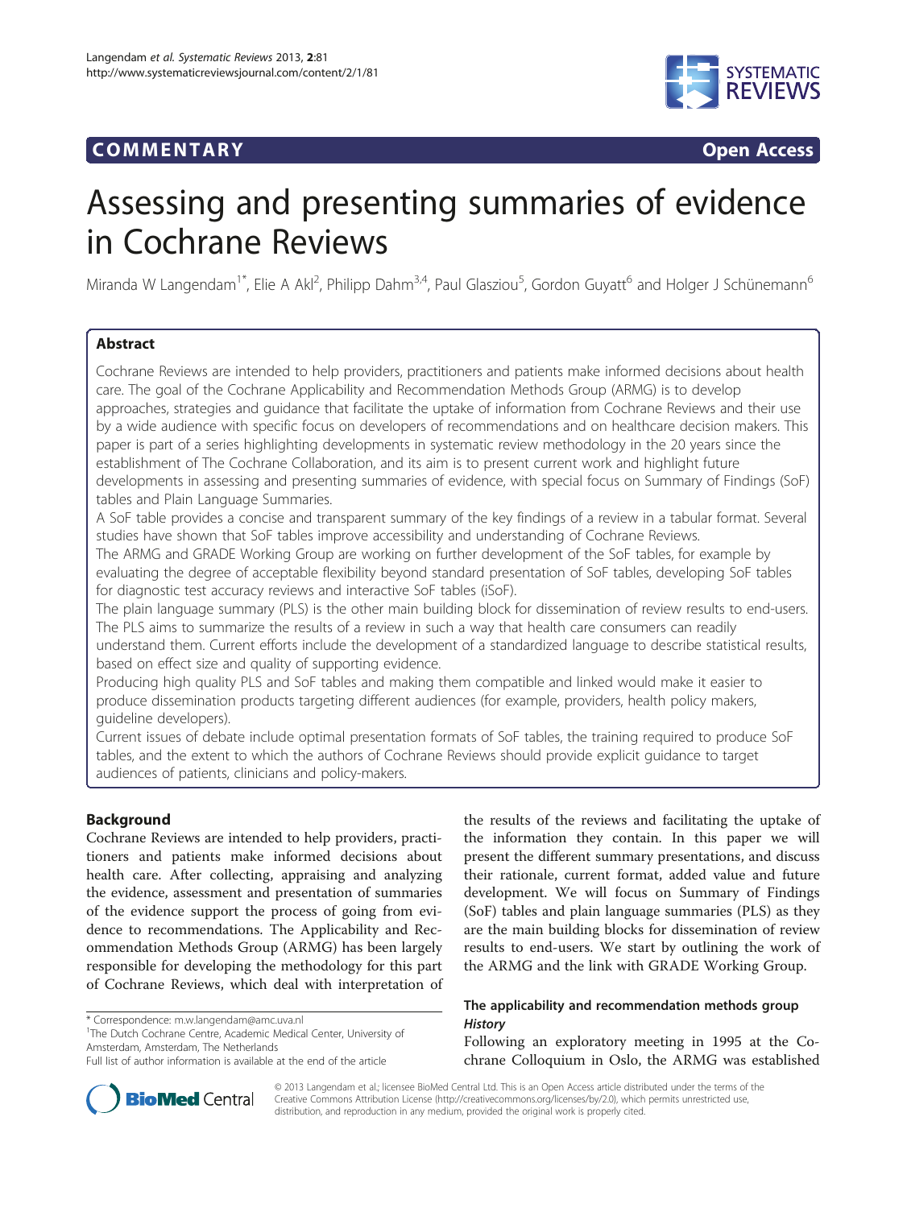**COMMENTARY** **Open Access**

# Assessing and presenting summaries of evidence in Cochrane Reviews

Miranda W Langendam[1*], Elie A Akl[2], Philipp Dahm[3,4], Paul Glasziou[5], Gordon Guyatt[6] and Holger J Schünemann[6]

## Abstract

Cochrane Reviews are intended to help providers, practitioners and patients make informed decisions about health care. The goal of the Cochrane Applicability and Recommendation Methods Group (ARMG) is to develop approaches, strategies and guidance that facilitate the uptake of information from Cochrane Reviews and their use by a wide audience with specific focus on developers of recommendations and on healthcare decision makers. This paper is part of a series highlighting developments in systematic review methodology in the 20 years since the establishment of The Cochrane Collaboration, and its aim is to present current work and highlight future developments in assessing and presenting summaries of evidence, with special focus on Summary of Findings (SoF) tables and Plain Language Summaries.

A SoF table provides a concise and transparent summary of the key findings of a review in a tabular format. Several studies have shown that SoF tables improve accessibility and understanding of Cochrane Reviews.

The ARMG and GRADE Working Group are working on further development of the SoF tables, for example by evaluating the degree of acceptable flexibility beyond standard presentation of SoF tables, developing SoF tables for diagnostic test accuracy reviews and interactive SoF tables (iSoF).

The plain language summary (PLS) is the other main building block for dissemination of review results to end-users. The PLS aims to summarize the results of a review in such a way that health care consumers can readily understand them. Current efforts include the development of a standardized language to describe statistical results, based on effect size and quality of supporting evidence.

Producing high quality PLS and SoF tables and making them compatible and linked would make it easier to produce dissemination products targeting different audiences (for example, providers, health policy makers, guideline developers).

Current issues of debate include optimal presentation formats of SoF tables, the training required to produce SoF tables, and the extent to which the authors of Cochrane Reviews should provide explicit guidance to target audiences of patients, clinicians and policy-makers.

## Background

Cochrane Reviews are intended to help providers, practitioners and patients make informed decisions about health care. After collecting, appraising and analyzing the evidence, assessment and presentation of summaries of the evidence support the process of going from evidence to recommendations. The Applicability and Recommendation Methods Group (ARMG) has been largely responsible for developing the methodology for this part of Cochrane Reviews, which deal with interpretation of the results of the reviews and facilitating the uptake of the information they contain. In this paper we will present the different summary presentations, and discuss their rationale, current format, added value and future development. We will focus on Summary of Findings (SoF) tables and plain language summaries (PLS) as they are the main building blocks for dissemination of review results to end-users. We start by outlining the work of the ARMG and the link with GRADE Working Group.

## The applicability and recommendation methods group

### *History*

Following an exploratory meeting in 1995 at the Cochrane Colloquium in Oslo, the ARMG was established

\* Correspondence: m.w.langendam@amc.uva.nl
[1]The Dutch Cochrane Centre, Academic Medical Center, University of Amsterdam, Amsterdam, The Netherlands
Full list of author information is available at the end of the article

© 2013 Langendam et al.; licensee BioMed Central Ltd. This is an Open Access article distributed under the terms of the Creative Commons Attribution License (http://creativecommons.org/licenses/by/2.0), which permits unrestricted use, distribution, and reproduction in any medium, provided the original work is properly cited.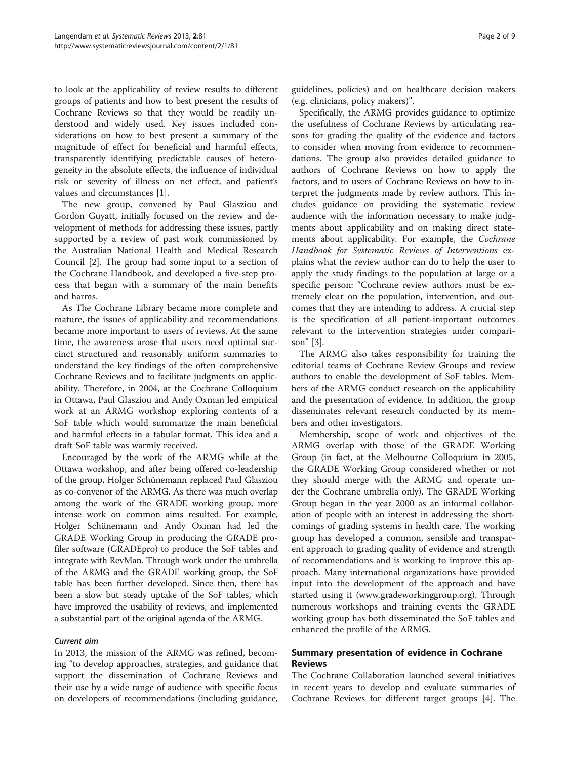to look at the applicability of review results to different groups of patients and how to best present the results of Cochrane Reviews so that they would be readily understood and widely used. Key issues included considerations on how to best present a summary of the magnitude of effect for beneficial and harmful effects, transparently identifying predictable causes of heterogeneity in the absolute effects, the influence of individual risk or severity of illness on net effect, and patient's values and circumstances [1].

The new group, convened by Paul Glasziou and Gordon Guyatt, initially focused on the review and development of methods for addressing these issues, partly supported by a review of past work commissioned by the Australian National Health and Medical Research Council [2]. The group had some input to a section of the Cochrane Handbook, and developed a five-step process that began with a summary of the main benefits and harms.

As The Cochrane Library became more complete and mature, the issues of applicability and recommendations became more important to users of reviews. At the same time, the awareness arose that users need optimal succinct structured and reasonably uniform summaries to understand the key findings of the often comprehensive Cochrane Reviews and to facilitate judgments on applicability. Therefore, in 2004, at the Cochrane Colloquium in Ottawa, Paul Glasziou and Andy Oxman led empirical work at an ARMG workshop exploring contents of a SoF table which would summarize the main beneficial and harmful effects in a tabular format. This idea and a draft SoF table was warmly received.

Encouraged by the work of the ARMG while at the Ottawa workshop, and after being offered co-leadership of the group, Holger Schünemann replaced Paul Glasziou as co-convenor of the ARMG. As there was much overlap among the work of the GRADE working group, more intense work on common aims resulted. For example, Holger Schünemann and Andy Oxman had led the GRADE Working Group in producing the GRADE profiler software (GRADEpro) to produce the SoF tables and integrate with RevMan. Through work under the umbrella of the ARMG and the GRADE working group, the SoF table has been further developed. Since then, there has been a slow but steady uptake of the SoF tables, which have improved the usability of reviews, and implemented a substantial part of the original agenda of the ARMG.

### *Current aim*

In 2013, the mission of the ARMG was refined, becoming "to develop approaches, strategies, and guidance that support the dissemination of Cochrane Reviews and their use by a wide range of audience with specific focus on developers of recommendations (including guidance, guidelines, policies) and on healthcare decision makers (e.g. clinicians, policy makers)".

Specifically, the ARMG provides guidance to optimize the usefulness of Cochrane Reviews by articulating reasons for grading the quality of the evidence and factors to consider when moving from evidence to recommendations. The group also provides detailed guidance to authors of Cochrane Reviews on how to apply the factors, and to users of Cochrane Reviews on how to interpret the judgments made by review authors. This includes guidance on providing the systematic review audience with the information necessary to make judgments about applicability and on making direct statements about applicability. For example, the *Cochrane Handbook for Systematic Reviews of Interventions* explains what the review author can do to help the user to apply the study findings to the population at large or a specific person: "Cochrane review authors must be extremely clear on the population, intervention, and outcomes that they are intending to address. A crucial step is the specification of all patient-important outcomes relevant to the intervention strategies under comparison" [3].

The ARMG also takes responsibility for training the editorial teams of Cochrane Review Groups and review authors to enable the development of SoF tables. Members of the ARMG conduct research on the applicability and the presentation of evidence. In addition, the group disseminates relevant research conducted by its members and other investigators.

Membership, scope of work and objectives of the ARMG overlap with those of the GRADE Working Group (in fact, at the Melbourne Colloquium in 2005, the GRADE Working Group considered whether or not they should merge with the ARMG and operate under the Cochrane umbrella only). The GRADE Working Group began in the year 2000 as an informal collaboration of people with an interest in addressing the shortcomings of grading systems in health care. The working group has developed a common, sensible and transparent approach to grading quality of evidence and strength of recommendations and is working to improve this approach. Many international organizations have provided input into the development of the approach and have started using it (www.gradeworkinggroup.org). Through numerous workshops and training events the GRADE working group has both disseminated the SoF tables and enhanced the profile of the ARMG.

## Summary presentation of evidence in Cochrane Reviews

The Cochrane Collaboration launched several initiatives in recent years to develop and evaluate summaries of Cochrane Reviews for different target groups [4]. The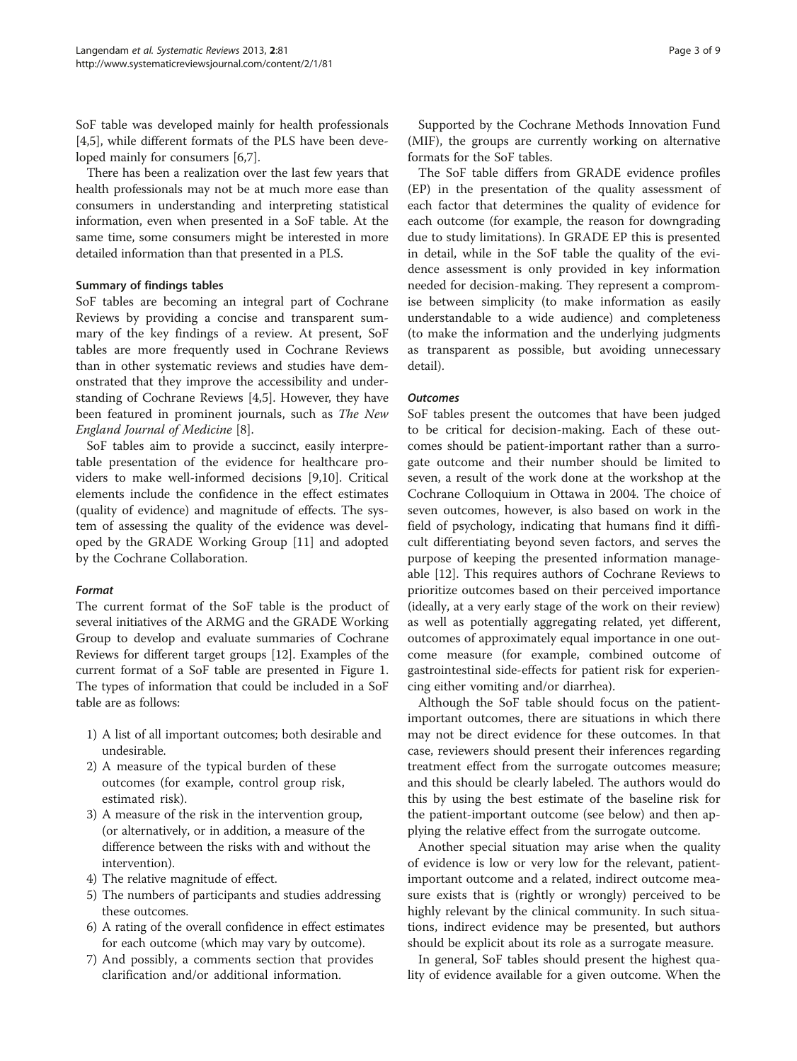SoF table was developed mainly for health professionals [4,5], while different formats of the PLS have been developed mainly for consumers [6,7].

There has been a realization over the last few years that health professionals may not be at much more ease than consumers in understanding and interpreting statistical information, even when presented in a SoF table. At the same time, some consumers might be interested in more detailed information than that presented in a PLS.

### Summary of findings tables

SoF tables are becoming an integral part of Cochrane Reviews by providing a concise and transparent summary of the key findings of a review. At present, SoF tables are more frequently used in Cochrane Reviews than in other systematic reviews and studies have demonstrated that they improve the accessibility and understanding of Cochrane Reviews [4,5]. However, they have been featured in prominent journals, such as *The New England Journal of Medicine* [8].

SoF tables aim to provide a succinct, easily interpretable presentation of the evidence for healthcare providers to make well-informed decisions [9,10]. Critical elements include the confidence in the effect estimates (quality of evidence) and magnitude of effects. The system of assessing the quality of the evidence was developed by the GRADE Working Group [11] and adopted by the Cochrane Collaboration.

#### *Format*

The current format of the SoF table is the product of several initiatives of the ARMG and the GRADE Working Group to develop and evaluate summaries of Cochrane Reviews for different target groups [12]. Examples of the current format of a SoF table are presented in Figure 1. The types of information that could be included in a SoF table are as follows:

1) A list of all important outcomes; both desirable and undesirable.
2) A measure of the typical burden of these outcomes (for example, control group risk, estimated risk).
3) A measure of the risk in the intervention group, (or alternatively, or in addition, a measure of the difference between the risks with and without the intervention).
4) The relative magnitude of effect.
5) The numbers of participants and studies addressing these outcomes.
6) A rating of the overall confidence in effect estimates for each outcome (which may vary by outcome).
7) And possibly, a comments section that provides clarification and/or additional information.

Supported by the Cochrane Methods Innovation Fund (MIF), the groups are currently working on alternative formats for the SoF tables.

The SoF table differs from GRADE evidence profiles (EP) in the presentation of the quality assessment of each factor that determines the quality of evidence for each outcome (for example, the reason for downgrading due to study limitations). In GRADE EP this is presented in detail, while in the SoF table the quality of the evidence assessment is only provided in key information needed for decision-making. They represent a compromise between simplicity (to make information as easily understandable to a wide audience) and completeness (to make the information and the underlying judgments as transparent as possible, but avoiding unnecessary detail).

#### *Outcomes*

SoF tables present the outcomes that have been judged to be critical for decision-making. Each of these outcomes should be patient-important rather than a surrogate outcome and their number should be limited to seven, a result of the work done at the workshop at the Cochrane Colloquium in Ottawa in 2004. The choice of seven outcomes, however, is also based on work in the field of psychology, indicating that humans find it difficult differentiating beyond seven factors, and serves the purpose of keeping the presented information manageable [12]. This requires authors of Cochrane Reviews to prioritize outcomes based on their perceived importance (ideally, at a very early stage of the work on their review) as well as potentially aggregating related, yet different, outcomes of approximately equal importance in one outcome measure (for example, combined outcome of gastrointestinal side-effects for patient risk for experiencing either vomiting and/or diarrhea).

Although the SoF table should focus on the patient-important outcomes, there are situations in which there may not be direct evidence for these outcomes. In that case, reviewers should present their inferences regarding treatment effect from the surrogate outcomes measure; and this should be clearly labeled. The authors would do this by using the best estimate of the baseline risk for the patient-important outcome (see below) and then applying the relative effect from the surrogate outcome.

Another special situation may arise when the quality of evidence is low or very low for the relevant, patient-important outcome and a related, indirect outcome measure exists that is (rightly or wrongly) perceived to be highly relevant by the clinical community. In such situations, indirect evidence may be presented, but authors should be explicit about its role as a surrogate measure.

In general, SoF tables should present the highest quality of evidence available for a given outcome. When the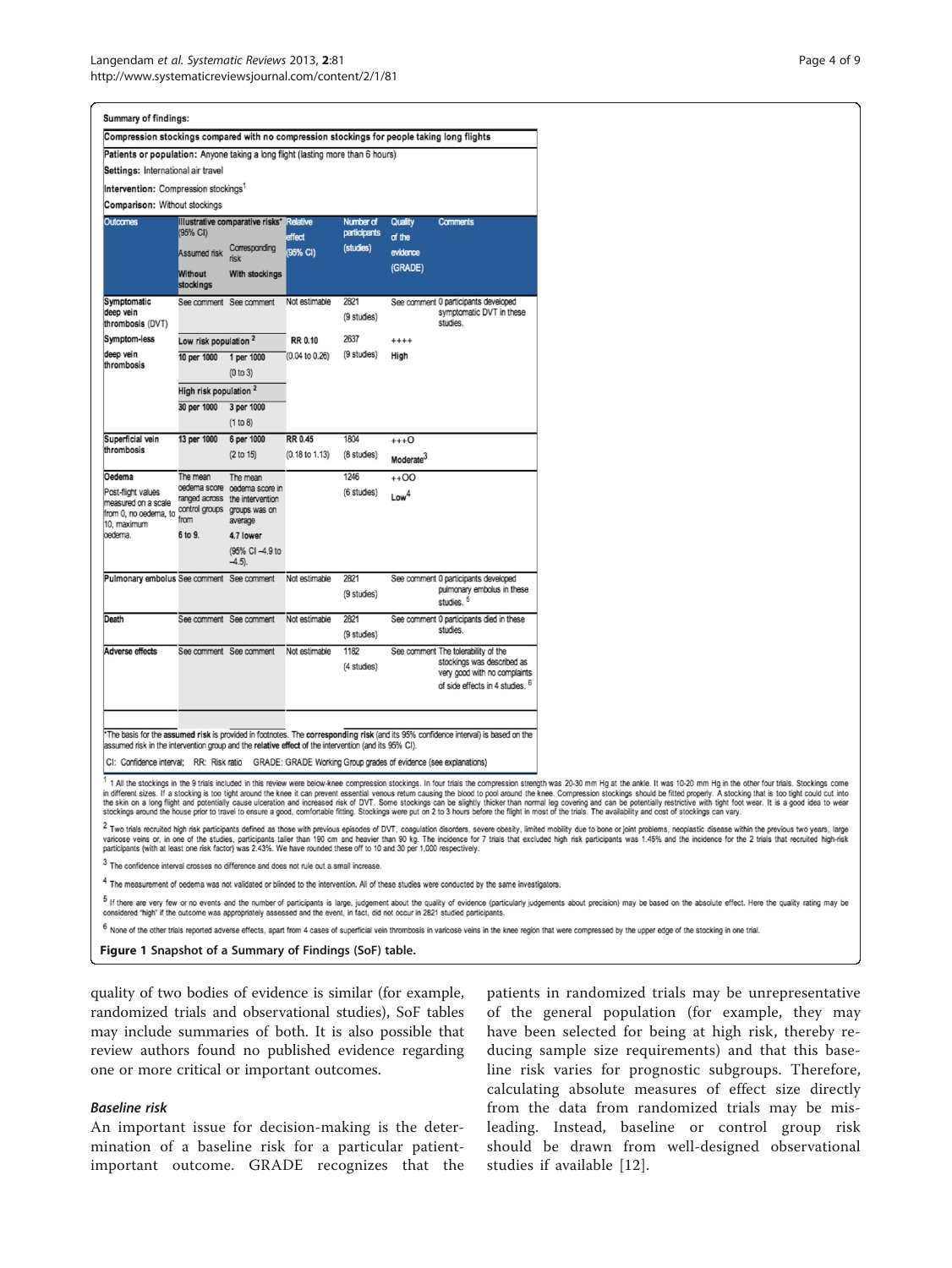**Summary of findings:**

**Compression stockings compared with no compression stockings for people taking long flights**

**Patients or population:** Anyone taking a long flight (lasting more than 6 hours)

**Settings:** International air travel

**Intervention:** Compression stockings[1]

**Comparison:** Without stockings

| Outcomes | Illustrative comparative risks* (95% CI) | | Relative effect (95% CI) | Number of participants (studies) | Quality of the evidence (GRADE) | Comments |
|---|---|---|---|---|---|---|
| | Assumed risk | Corresponding risk | | | | |
| | Without stockings | With stockings | | | | |
| Symptomatic deep vein thrombosis (DVT) | See comment | See comment | Not estimable | 2821 (9 studies) | See comment | 0 participants developed symptomatic DVT in these studies. |
| Symptom-less deep vein thrombosis | **Low risk population** [2] | | **RR 0.10** (0.04 to 0.26) | 2637 (9 studies) | ++++ **High** | |
| | **10 per 1000** | **1 per 1000** (0 to 3) | | | | |
| | **High risk population** [2] | | | | | |
| | **30 per 1000** | **3 per 1000** (1 to 8) | | | | |
| Superficial vein thrombosis | **13 per 1000** | **6 per 1000** (2 to 15) | **RR 0.45** (0.18 to 1.13) | 1804 (8 studies) | +++O **Moderate**[3] | |
| **Oedema** Post-flight values measured on a scale from 0, no oedema, to 10, maximum oedema. | The mean oedema score ranged across control groups from **6 to 9.** | The mean oedema score in the intervention groups was on average **4.7 lower** (95% CI –4.9 to –4.5). | | 1246 (6 studies) | ++OO **Low**[4] | |
| Pulmonary embolus | See comment | See comment | Not estimable | 2821 (9 studies) | See comment | 0 participants developed pulmonary embolus in these studies. [5] |
| Death | See comment | See comment | Not estimable | 2821 (9 studies) | See comment | 0 participants died in these studies. |
| Adverse effects | See comment | See comment | Not estimable | 1182 (4 studies) | See comment | The tolerability of the stockings was described as very good with no complaints of side effects in 4 studies. [6] |

*The basis for the **assumed risk** is provided in footnotes. The **corresponding risk** (and its 95% confidence interval) is based on the assumed risk in the intervention group and the **relative effect** of the intervention (and its 95% CI).

CI: Confidence interval; RR: Risk ratio GRADE: GRADE Working Group grades of evidence (see explanations)

[1] 1 All the stockings in the 9 trials included in this review were below-knee compression stockings. In four trials the compression strength was 20-30 mm Hg at the ankle. It was 10-20 mm Hg in the other four trials. Stockings come in different sizes. If a stocking is too tight around the knee it can prevent essential venous return causing the blood to pool around the knee. Compression stockings should be fitted properly. A stocking that is too tight could cut into the skin on a long flight and potentially cause ulceration and increased risk of DVT. Some stockings can be slightly thicker than normal leg covering and can be potentially restrictive with tight foot wear. It is a good idea to wear stockings around the house prior to travel to ensure a good, comfortable fitting. Stockings were put on 2 to 3 hours before the flight in most of the trials. The availability and cost of stockings can vary.

[2] Two trials recruited high risk participants defined as those with previous episodes of DVT, coagulation disorders, severe obesity, limited mobility due to bone or joint problems, neoplastic disease within the previous two years, large varicose veins or, in one of the studies, participants taller than 190 cm and heavier than 90 kg. The incidence for 7 trials that excluded high risk participants was 1.45% and the incidence for the 2 trials that recruited high-risk participants (with at least one risk factor) was 2.43%. We have rounded these off to 10 and 30 per 1,000 respectively.

[3] The confidence interval crosses no difference and does not rule out a small increase.

[4] The measurement of oedema was not validated or blinded to the intervention. All of these studies were conducted by the same investigators.

[5] If there are very few or no events and the number of participants is large, judgement about the quality of evidence (particularly judgements about precision) may be based on the absolute effect. Here the quality rating may be considered "high" if the outcome was appropriately assessed and the event, in fact, did not occur in 2821 studied participants.

[6] None of the other trials reported adverse effects, apart from 4 cases of superficial vein thrombosis in varicose veins in the knee region that were compressed by the upper edge of the stocking in one trial.

**Figure 1 Snapshot of a Summary of Findings (SoF) table.**

quality of two bodies of evidence is similar (for example, randomized trials and observational studies), SoF tables may include summaries of both. It is also possible that review authors found no published evidence regarding one or more critical or important outcomes.

### *Baseline risk*

An important issue for decision-making is the determination of a baseline risk for a particular patient-important outcome. GRADE recognizes that the patients in randomized trials may be unrepresentative of the general population (for example, they may have been selected for being at high risk, thereby reducing sample size requirements) and that this baseline risk varies for prognostic subgroups. Therefore, calculating absolute measures of effect size directly from the data from randomized trials may be misleading. Instead, baseline or control group risk should be drawn from well-designed observational studies if available [12].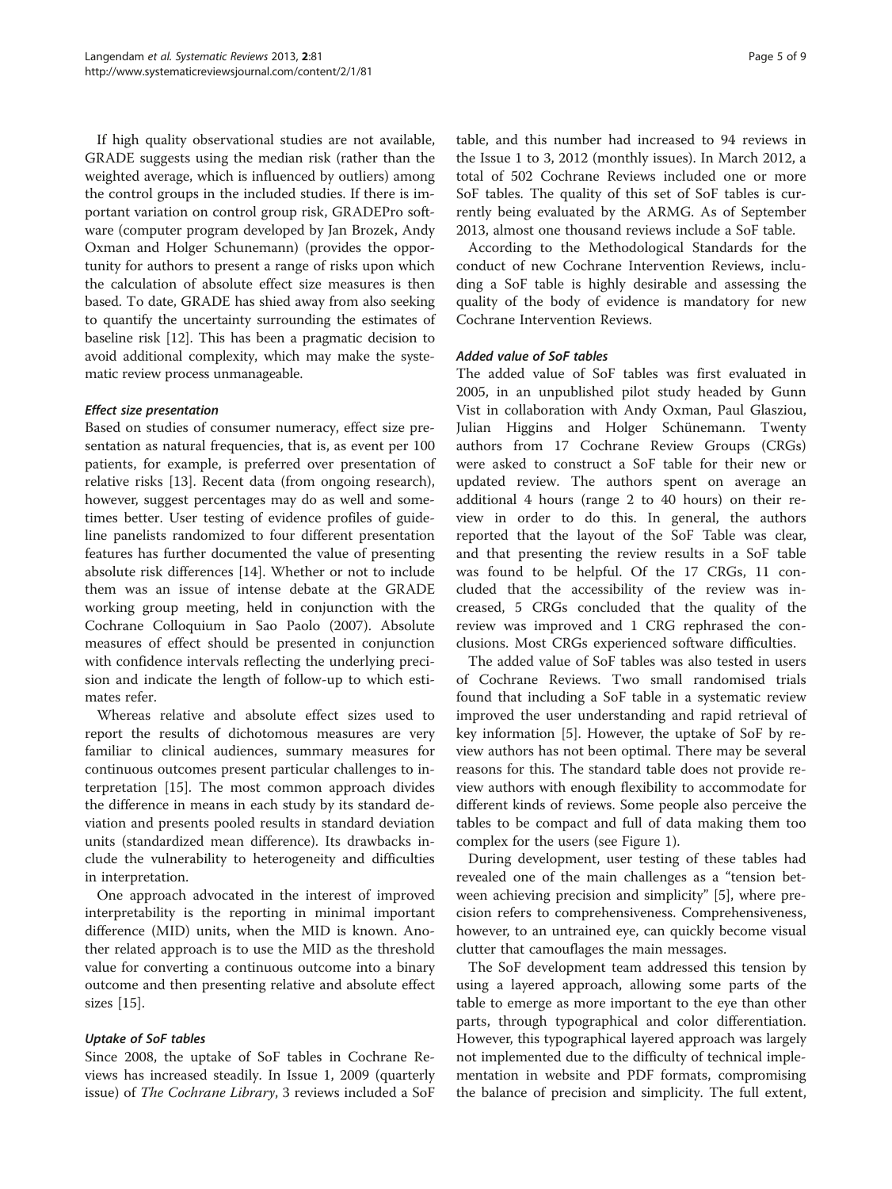If high quality observational studies are not available, GRADE suggests using the median risk (rather than the weighted average, which is influenced by outliers) among the control groups in the included studies. If there is important variation on control group risk, GRADEPro software (computer program developed by Jan Brozek, Andy Oxman and Holger Schunemann) (provides the opportunity for authors to present a range of risks upon which the calculation of absolute effect size measures is then based. To date, GRADE has shied away from also seeking to quantify the uncertainty surrounding the estimates of baseline risk [12]. This has been a pragmatic decision to avoid additional complexity, which may make the systematic review process unmanageable.

#### *Effect size presentation*

Based on studies of consumer numeracy, effect size presentation as natural frequencies, that is, as event per 100 patients, for example, is preferred over presentation of relative risks [13]. Recent data (from ongoing research), however, suggest percentages may do as well and sometimes better. User testing of evidence profiles of guideline panelists randomized to four different presentation features has further documented the value of presenting absolute risk differences [14]. Whether or not to include them was an issue of intense debate at the GRADE working group meeting, held in conjunction with the Cochrane Colloquium in Sao Paolo (2007). Absolute measures of effect should be presented in conjunction with confidence intervals reflecting the underlying precision and indicate the length of follow-up to which estimates refer.

Whereas relative and absolute effect sizes used to report the results of dichotomous measures are very familiar to clinical audiences, summary measures for continuous outcomes present particular challenges to interpretation [15]. The most common approach divides the difference in means in each study by its standard deviation and presents pooled results in standard deviation units (standardized mean difference). Its drawbacks include the vulnerability to heterogeneity and difficulties in interpretation.

One approach advocated in the interest of improved interpretability is the reporting in minimal important difference (MID) units, when the MID is known. Another related approach is to use the MID as the threshold value for converting a continuous outcome into a binary outcome and then presenting relative and absolute effect sizes [15].

#### *Uptake of SoF tables*

Since 2008, the uptake of SoF tables in Cochrane Reviews has increased steadily. In Issue 1, 2009 (quarterly issue) of *The Cochrane Library*, 3 reviews included a SoF table, and this number had increased to 94 reviews in the Issue 1 to 3, 2012 (monthly issues). In March 2012, a total of 502 Cochrane Reviews included one or more SoF tables. The quality of this set of SoF tables is currently being evaluated by the ARMG. As of September 2013, almost one thousand reviews include a SoF table.

According to the Methodological Standards for the conduct of new Cochrane Intervention Reviews, including a SoF table is highly desirable and assessing the quality of the body of evidence is mandatory for new Cochrane Intervention Reviews.

#### *Added value of SoF tables*

The added value of SoF tables was first evaluated in 2005, in an unpublished pilot study headed by Gunn Vist in collaboration with Andy Oxman, Paul Glasziou, Julian Higgins and Holger Schünemann. Twenty authors from 17 Cochrane Review Groups (CRGs) were asked to construct a SoF table for their new or updated review. The authors spent on average an additional 4 hours (range 2 to 40 hours) on their review in order to do this. In general, the authors reported that the layout of the SoF Table was clear, and that presenting the review results in a SoF table was found to be helpful. Of the 17 CRGs, 11 concluded that the accessibility of the review was increased, 5 CRGs concluded that the quality of the review was improved and 1 CRG rephrased the conclusions. Most CRGs experienced software difficulties.

The added value of SoF tables was also tested in users of Cochrane Reviews. Two small randomised trials found that including a SoF table in a systematic review improved the user understanding and rapid retrieval of key information [5]. However, the uptake of SoF by review authors has not been optimal. There may be several reasons for this. The standard table does not provide review authors with enough flexibility to accommodate for different kinds of reviews. Some people also perceive the tables to be compact and full of data making them too complex for the users (see Figure 1).

During development, user testing of these tables had revealed one of the main challenges as a "tension between achieving precision and simplicity" [5], where precision refers to comprehensiveness. Comprehensiveness, however, to an untrained eye, can quickly become visual clutter that camouflages the main messages.

The SoF development team addressed this tension by using a layered approach, allowing some parts of the table to emerge as more important to the eye than other parts, through typographical and color differentiation. However, this typographical layered approach was largely not implemented due to the difficulty of technical implementation in website and PDF formats, compromising the balance of precision and simplicity. The full extent,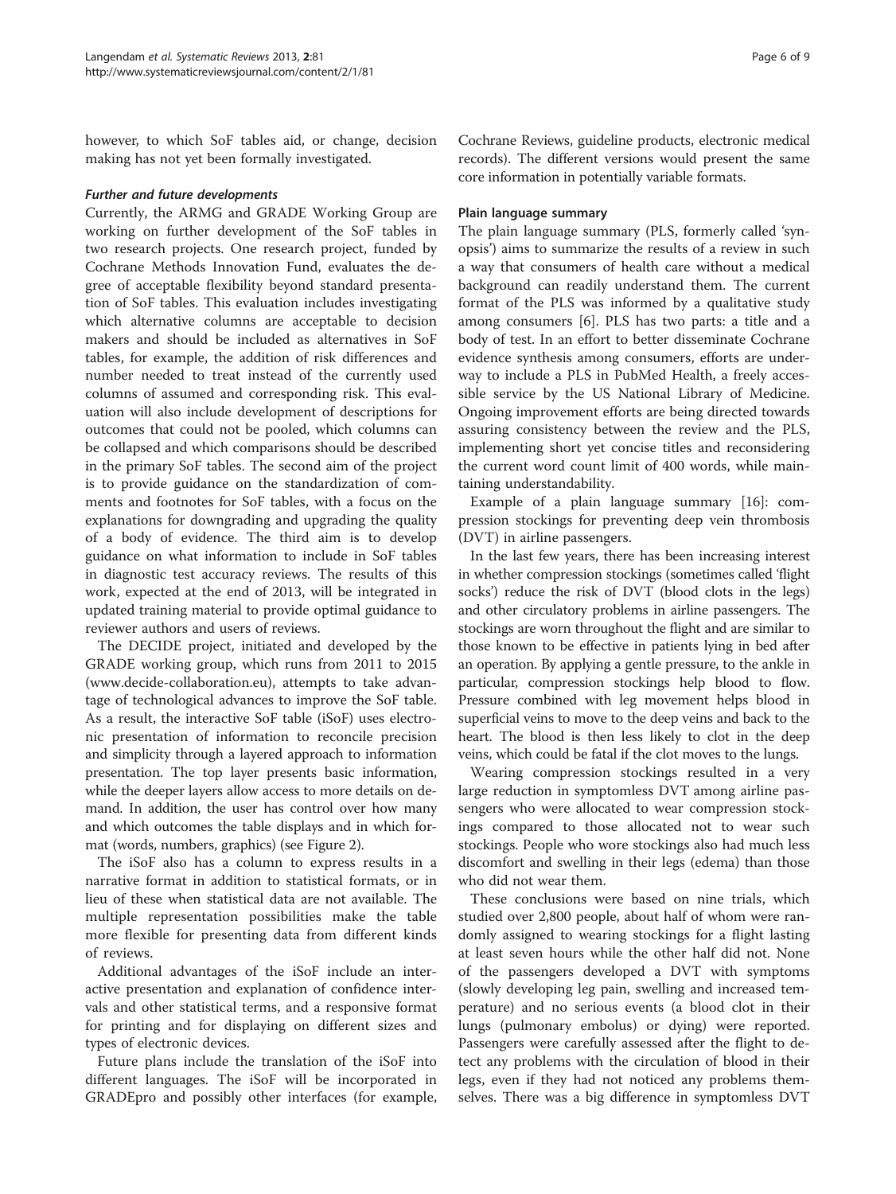however, to which SoF tables aid, or change, decision making has not yet been formally investigated.

#### *Further and future developments*

Currently, the ARMG and GRADE Working Group are working on further development of the SoF tables in two research projects. One research project, funded by Cochrane Methods Innovation Fund, evaluates the degree of acceptable flexibility beyond standard presentation of SoF tables. This evaluation includes investigating which alternative columns are acceptable to decision makers and should be included as alternatives in SoF tables, for example, the addition of risk differences and number needed to treat instead of the currently used columns of assumed and corresponding risk. This evaluation will also include development of descriptions for outcomes that could not be pooled, which columns can be collapsed and which comparisons should be described in the primary SoF tables. The second aim of the project is to provide guidance on the standardization of comments and footnotes for SoF tables, with a focus on the explanations for downgrading and upgrading the quality of a body of evidence. The third aim is to develop guidance on what information to include in SoF tables in diagnostic test accuracy reviews. The results of this work, expected at the end of 2013, will be integrated in updated training material to provide optimal guidance to reviewer authors and users of reviews.

The DECIDE project, initiated and developed by the GRADE working group, which runs from 2011 to 2015 (www.decide-collaboration.eu), attempts to take advantage of technological advances to improve the SoF table. As a result, the interactive SoF table (iSoF) uses electronic presentation of information to reconcile precision and simplicity through a layered approach to information presentation. The top layer presents basic information, while the deeper layers allow access to more details on demand. In addition, the user has control over how many and which outcomes the table displays and in which format (words, numbers, graphics) (see Figure 2).

The iSoF also has a column to express results in a narrative format in addition to statistical formats, or in lieu of these when statistical data are not available. The multiple representation possibilities make the table more flexible for presenting data from different kinds of reviews.

Additional advantages of the iSoF include an interactive presentation and explanation of confidence intervals and other statistical terms, and a responsive format for printing and for displaying on different sizes and types of electronic devices.

Future plans include the translation of the iSoF into different languages. The iSoF will be incorporated in GRADEpro and possibly other interfaces (for example, Cochrane Reviews, guideline products, electronic medical records). The different versions would present the same core information in potentially variable formats.

### Plain language summary

The plain language summary (PLS, formerly called 'synopsis') aims to summarize the results of a review in such a way that consumers of health care without a medical background can readily understand them. The current format of the PLS was informed by a qualitative study among consumers [6]. PLS has two parts: a title and a body of test. In an effort to better disseminate Cochrane evidence synthesis among consumers, efforts are underway to include a PLS in PubMed Health, a freely accessible service by the US National Library of Medicine. Ongoing improvement efforts are being directed towards assuring consistency between the review and the PLS, implementing short yet concise titles and reconsidering the current word count limit of 400 words, while maintaining understandability.

Example of a plain language summary [16]: compression stockings for preventing deep vein thrombosis (DVT) in airline passengers.

In the last few years, there has been increasing interest in whether compression stockings (sometimes called 'flight socks') reduce the risk of DVT (blood clots in the legs) and other circulatory problems in airline passengers. The stockings are worn throughout the flight and are similar to those known to be effective in patients lying in bed after an operation. By applying a gentle pressure, to the ankle in particular, compression stockings help blood to flow. Pressure combined with leg movement helps blood in superficial veins to move to the deep veins and back to the heart. The blood is then less likely to clot in the deep veins, which could be fatal if the clot moves to the lungs.

Wearing compression stockings resulted in a very large reduction in symptomless DVT among airline passengers who were allocated to wear compression stockings compared to those allocated not to wear such stockings. People who wore stockings also had much less discomfort and swelling in their legs (edema) than those who did not wear them.

These conclusions were based on nine trials, which studied over 2,800 people, about half of whom were randomly assigned to wearing stockings for a flight lasting at least seven hours while the other half did not. None of the passengers developed a DVT with symptoms (slowly developing leg pain, swelling and increased temperature) and no serious events (a blood clot in their lungs (pulmonary embolus) or dying) were reported. Passengers were carefully assessed after the flight to detect any problems with the circulation of blood in their legs, even if they had not noticed any problems themselves. There was a big difference in symptomless DVT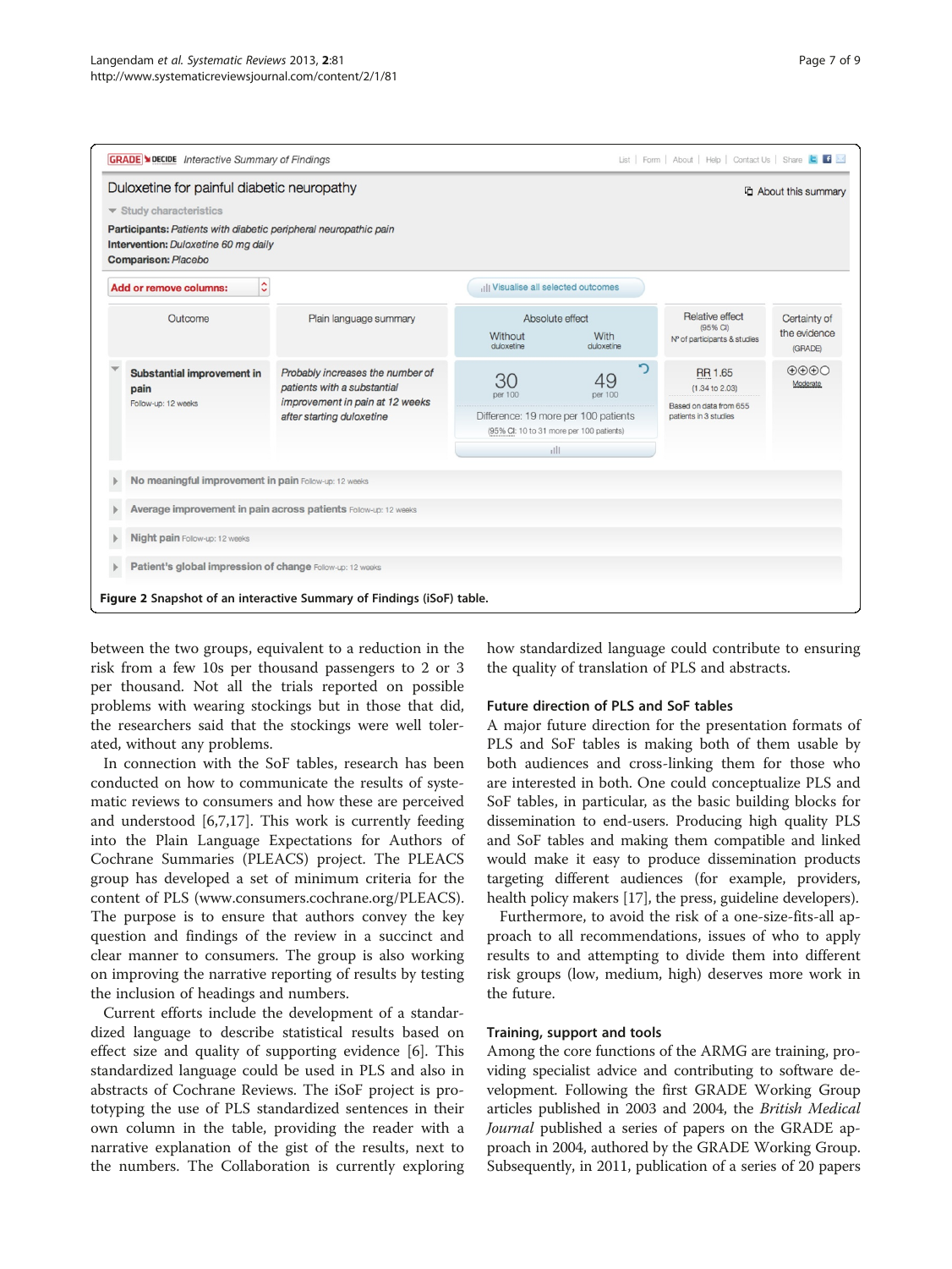Figure 2 Snapshot of an interactive Summary of Findings (iSoF) table.

between the two groups, equivalent to a reduction in the risk from a few 10s per thousand passengers to 2 or 3 per thousand. Not all the trials reported on possible problems with wearing stockings but in those that did, the researchers said that the stockings were well tolerated, without any problems.

In connection with the SoF tables, research has been conducted on how to communicate the results of systematic reviews to consumers and how these are perceived and understood [6,7,17]. This work is currently feeding into the Plain Language Expectations for Authors of Cochrane Summaries (PLEACS) project. The PLEACS group has developed a set of minimum criteria for the content of PLS (www.consumers.cochrane.org/PLEACS). The purpose is to ensure that authors convey the key question and findings of the review in a succinct and clear manner to consumers. The group is also working on improving the narrative reporting of results by testing the inclusion of headings and numbers.

Current efforts include the development of a standardized language to describe statistical results based on effect size and quality of supporting evidence [6]. This standardized language could be used in PLS and also in abstracts of Cochrane Reviews. The iSoF project is prototyping the use of PLS standardized sentences in their own column in the table, providing the reader with a narrative explanation of the gist of the results, next to the numbers. The Collaboration is currently exploring how standardized language could contribute to ensuring the quality of translation of PLS and abstracts.

### Future direction of PLS and SoF tables

A major future direction for the presentation formats of PLS and SoF tables is making both of them usable by both audiences and cross-linking them for those who are interested in both. One could conceptualize PLS and SoF tables, in particular, as the basic building blocks for dissemination to end-users. Producing high quality PLS and SoF tables and making them compatible and linked would make it easy to produce dissemination products targeting different audiences (for example, providers, health policy makers [17], the press, guideline developers).

Furthermore, to avoid the risk of a one-size-fits-all approach to all recommendations, issues of who to apply results to and attempting to divide them into different risk groups (low, medium, high) deserves more work in the future.

### Training, support and tools

Among the core functions of the ARMG are training, providing specialist advice and contributing to software development. Following the first GRADE Working Group articles published in 2003 and 2004, the *British Medical Journal* published a series of papers on the GRADE approach in 2004, authored by the GRADE Working Group. Subsequently, in 2011, publication of a series of 20 papers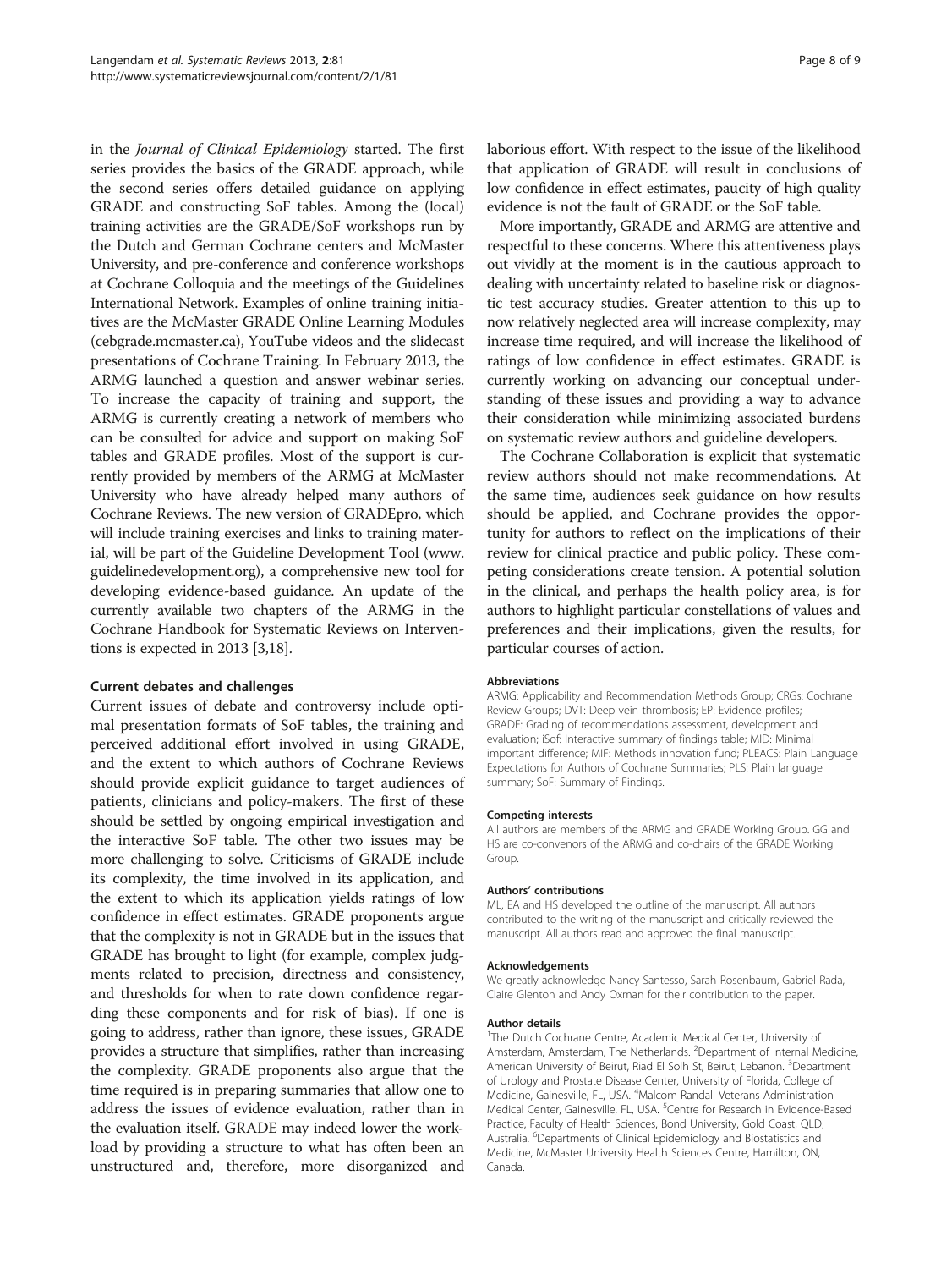in the *Journal of Clinical Epidemiology* started. The first series provides the basics of the GRADE approach, while the second series offers detailed guidance on applying GRADE and constructing SoF tables. Among the (local) training activities are the GRADE/SoF workshops run by the Dutch and German Cochrane centers and McMaster University, and pre-conference and conference workshops at Cochrane Colloquia and the meetings of the Guidelines International Network. Examples of online training initiatives are the McMaster GRADE Online Learning Modules (cebgrade.mcmaster.ca), YouTube videos and the slidecast presentations of Cochrane Training. In February 2013, the ARMG launched a question and answer webinar series. To increase the capacity of training and support, the ARMG is currently creating a network of members who can be consulted for advice and support on making SoF tables and GRADE profiles. Most of the support is currently provided by members of the ARMG at McMaster University who have already helped many authors of Cochrane Reviews. The new version of GRADEpro, which will include training exercises and links to training material, will be part of the Guideline Development Tool (www.guidelinedevelopment.org), a comprehensive new tool for developing evidence-based guidance. An update of the currently available two chapters of the ARMG in the Cochrane Handbook for Systematic Reviews on Interventions is expected in 2013 [3,18].

### Current debates and challenges

Current issues of debate and controversy include optimal presentation formats of SoF tables, the training and perceived additional effort involved in using GRADE, and the extent to which authors of Cochrane Reviews should provide explicit guidance to target audiences of patients, clinicians and policy-makers. The first of these should be settled by ongoing empirical investigation and the interactive SoF table. The other two issues may be more challenging to solve. Criticisms of GRADE include its complexity, the time involved in its application, and the extent to which its application yields ratings of low confidence in effect estimates. GRADE proponents argue that the complexity is not in GRADE but in the issues that GRADE has brought to light (for example, complex judgments related to precision, directness and consistency, and thresholds for when to rate down confidence regarding these components and for risk of bias). If one is going to address, rather than ignore, these issues, GRADE provides a structure that simplifies, rather than increasing the complexity. GRADE proponents also argue that the time required is in preparing summaries that allow one to address the issues of evidence evaluation, rather than in the evaluation itself. GRADE may indeed lower the workload by providing a structure to what has often been an unstructured and, therefore, more disorganized and laborious effort. With respect to the issue of the likelihood that application of GRADE will result in conclusions of low confidence in effect estimates, paucity of high quality evidence is not the fault of GRADE or the SoF table.

More importantly, GRADE and ARMG are attentive and respectful to these concerns. Where this attentiveness plays out vividly at the moment is in the cautious approach to dealing with uncertainty related to baseline risk or diagnostic test accuracy studies. Greater attention to this up to now relatively neglected area will increase complexity, may increase time required, and will increase the likelihood of ratings of low confidence in effect estimates. GRADE is currently working on advancing our conceptual understanding of these issues and providing a way to advance their consideration while minimizing associated burdens on systematic review authors and guideline developers.

The Cochrane Collaboration is explicit that systematic review authors should not make recommendations. At the same time, audiences seek guidance on how results should be applied, and Cochrane provides the opportunity for authors to reflect on the implications of their review for clinical practice and public policy. These competing considerations create tension. A potential solution in the clinical, and perhaps the health policy area, is for authors to highlight particular constellations of values and preferences and their implications, given the results, for particular courses of action.

#### Abbreviations

ARMG: Applicability and Recommendation Methods Group; CRGs: Cochrane Review Groups; DVT: Deep vein thrombosis; EP: Evidence profiles; GRADE: Grading of recommendations assessment, development and evaluation; iSoF: Interactive summary of findings table; MID: Minimal important difference; MIF: Methods innovation fund; PLEACS: Plain Language Expectations for Authors of Cochrane Summaries; PLS: Plain language summary; SoF: Summary of Findings.

#### Competing interests

All authors are members of the ARMG and GRADE Working Group. GG and HS are co-convenors of the ARMG and co-chairs of the GRADE Working Group.

#### Authors' contributions

ML, EA and HS developed the outline of the manuscript. All authors contributed to the writing of the manuscript and critically reviewed the manuscript. All authors read and approved the final manuscript.

#### Acknowledgements

We greatly acknowledge Nancy Santesso, Sarah Rosenbaum, Gabriel Rada, Claire Glenton and Andy Oxman for their contribution to the paper.

#### Author details

[1]The Dutch Cochrane Centre, Academic Medical Center, University of Amsterdam, Amsterdam, The Netherlands. [2]Department of Internal Medicine, American University of Beirut, Riad El Solh St, Beirut, Lebanon. [3]Department of Urology and Prostate Disease Center, University of Florida, College of Medicine, Gainesville, FL, USA. [4]Malcom Randall Veterans Administration Medical Center, Gainesville, FL, USA. [5]Centre for Research in Evidence-Based Practice, Faculty of Health Sciences, Bond University, Gold Coast, QLD, Australia. [6]Departments of Clinical Epidemiology and Biostatistics and Medicine, McMaster University Health Sciences Centre, Hamilton, ON, Canada.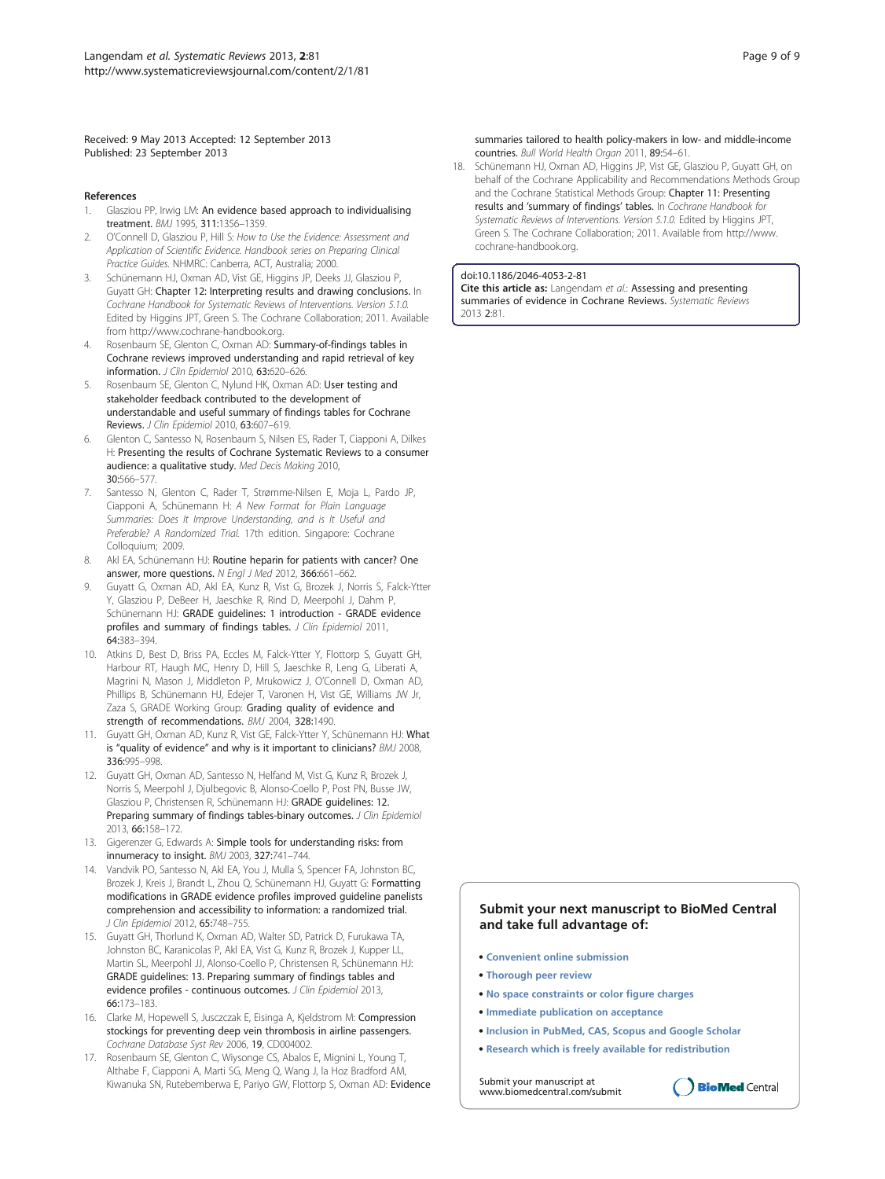Received: 9 May 2013 Accepted: 12 September 2013
Published: 23 September 2013

## References

1. Glasziou PP, Irwig LM: **An evidence based approach to individualising treatment.** *BMJ* 1995, **311:**1356–1359.
2. O'Connell D, Glasziou P, Hill S: *How to Use the Evidence: Assessment and Application of Scientific Evidence. Handbook series on Preparing Clinical Practice Guides.* NHMRC: Canberra, ACT, Australia; 2000.
3. Schünemann HJ, Oxman AD, Vist GE, Higgins JP, Deeks JJ, Glasziou P, Guyatt GH: **Chapter 12: Interpreting results and drawing conclusions.** In *Cochrane Handbook for Systematic Reviews of Interventions. Version 5.1.0.* Edited by Higgins JPT, Green S. The Cochrane Collaboration; 2011. Available from http://www.cochrane-handbook.org.
4. Rosenbaum SE, Glenton C, Oxman AD: **Summary-of-findings tables in Cochrane reviews improved understanding and rapid retrieval of key information.** *J Clin Epidemiol* 2010, **63:**620–626.
5. Rosenbaum SE, Glenton C, Nylund HK, Oxman AD: **User testing and stakeholder feedback contributed to the development of understandable and useful summary of findings tables for Cochrane Reviews.** *J Clin Epidemiol* 2010, **63:**607–619.
6. Glenton C, Santesso N, Rosenbaum S, Nilsen ES, Rader T, Ciapponi A, Dilkes H: **Presenting the results of Cochrane Systematic Reviews to a consumer audience: a qualitative study.** *Med Decis Making* 2010, **30:**566–577.
7. Santesso N, Glenton C, Rader T, Strømme-Nilsen E, Moja L, Pardo JP, Ciapponi A, Schünemann H: *A New Format for Plain Language Summaries: Does It Improve Understanding, and is It Useful and Preferable? A Randomized Trial.* 17th edition. Singapore: Cochrane Colloquium; 2009.
8. Akl EA, Schünemann HJ: **Routine heparin for patients with cancer? One answer, more questions.** *N Engl J Med* 2012, **366:**661–662.
9. Guyatt G, Oxman AD, Akl EA, Kunz R, Vist G, Brozek J, Norris S, Falck-Ytter Y, Glasziou P, DeBeer H, Jaeschke R, Rind D, Meerpohl J, Dahm P, Schünemann HJ: **GRADE guidelines: 1 introduction - GRADE evidence profiles and summary of findings tables.** *J Clin Epidemiol* 2011, **64:**383–394.
10. Atkins D, Best D, Briss PA, Eccles M, Falck-Ytter Y, Flottorp S, Guyatt GH, Harbour RT, Haugh MC, Henry D, Hill S, Jaeschke R, Leng G, Liberati A, Magrini N, Mason J, Middleton P, Mrukowicz J, O'Connell D, Oxman AD, Phillips B, Schünemann HJ, Edejer T, Varonen H, Vist GE, Williams JW Jr, Zaza S, GRADE Working Group: **Grading quality of evidence and strength of recommendations.** *BMJ* 2004, **328:**1490.
11. Guyatt GH, Oxman AD, Kunz R, Vist GE, Falck-Ytter Y, Schünemann HJ: **What is "quality of evidence" and why is it important to clinicians?** *BMJ* 2008, **336:**995–998.
12. Guyatt GH, Oxman AD, Santesso N, Helfand M, Vist G, Kunz R, Brozek J, Norris S, Meerpohl J, Djulbegovic B, Alonso-Coello P, Post PN, Busse JW, Glasziou P, Christensen R, Schünemann HJ: **GRADE guidelines: 12. Preparing summary of findings tables-binary outcomes.** *J Clin Epidemiol* 2013, **66:**158–172.
13. Gigerenzer G, Edwards A: **Simple tools for understanding risks: from innumeracy to insight.** *BMJ* 2003, **327:**741–744.
14. Vandvik PO, Santesso N, Akl EA, You J, Mulla S, Spencer FA, Johnston BC, Brozek J, Kreis J, Brandt L, Zhou Q, Schünemann HJ, Guyatt G: **Formatting modifications in GRADE evidence profiles improved guideline panelists comprehension and accessibility to information: a randomized trial.** *J Clin Epidemiol* 2012, **65:**748–755.
15. Guyatt GH, Thorlund K, Oxman AD, Walter SD, Patrick D, Furukawa TA, Johnston BC, Karanicolas P, Akl EA, Vist G, Kunz R, Brozek J, Kupper LL, Martin SL, Meerpohl JJ, Alonso-Coello P, Christensen R, Schünemann HJ: **GRADE guidelines: 13. Preparing summary of findings tables and evidence profiles - continuous outcomes.** *J Clin Epidemiol* 2013, **66:**173–183.
16. Clarke M, Hopewell S, Juszczak E, Eisinga A, Kjeldstrom M: **Compression stockings for preventing deep vein thrombosis in airline passengers.** *Cochrane Database Syst Rev* 2006, **19**, CD004002.
17. Rosenbaum SE, Glenton C, Wiysonge CS, Abalos E, Mignini L, Young T, Althabe F, Ciapponi A, Marti SG, Meng Q, Wang J, la Hoz Bradford AM, Kiwanuka SN, Rutebemberwa E, Pariyo GW, Flottorp S, Oxman AD: **Evidence summaries tailored to health policy-makers in low- and middle-income countries.** *Bull World Health Organ* 2011, **89:**54–61.
18. Schünemann HJ, Oxman AD, Higgins JP, Vist GE, Glasziou P, Guyatt GH, on behalf of the Cochrane Applicability and Recommendations Methods Group and the Cochrane Statistical Methods Group: **Chapter 11: Presenting results and 'summary of findings' tables.** In *Cochrane Handbook for Systematic Reviews of Interventions. Version 5.1.0.* Edited by Higgins JPT, Green S. The Cochrane Collaboration; 2011. Available from http://www.cochrane-handbook.org.

doi:10.1186/2046-4053-2-81
**Cite this article as:** Langendam *et al.*: **Assessing and presenting summaries of evidence in Cochrane Reviews.** *Systematic Reviews* 2013 **2**:81.

**Submit your next manuscript to BioMed Central and take full advantage of:**

- **Convenient online submission**
- **Thorough peer review**
- **No space constraints or color figure charges**
- **Immediate publication on acceptance**
- **Inclusion in PubMed, CAS, Scopus and Google Scholar**
- **Research which is freely available for redistribution**

Submit your manuscript at
www.biomedcentral.com/submit

BioMed Central